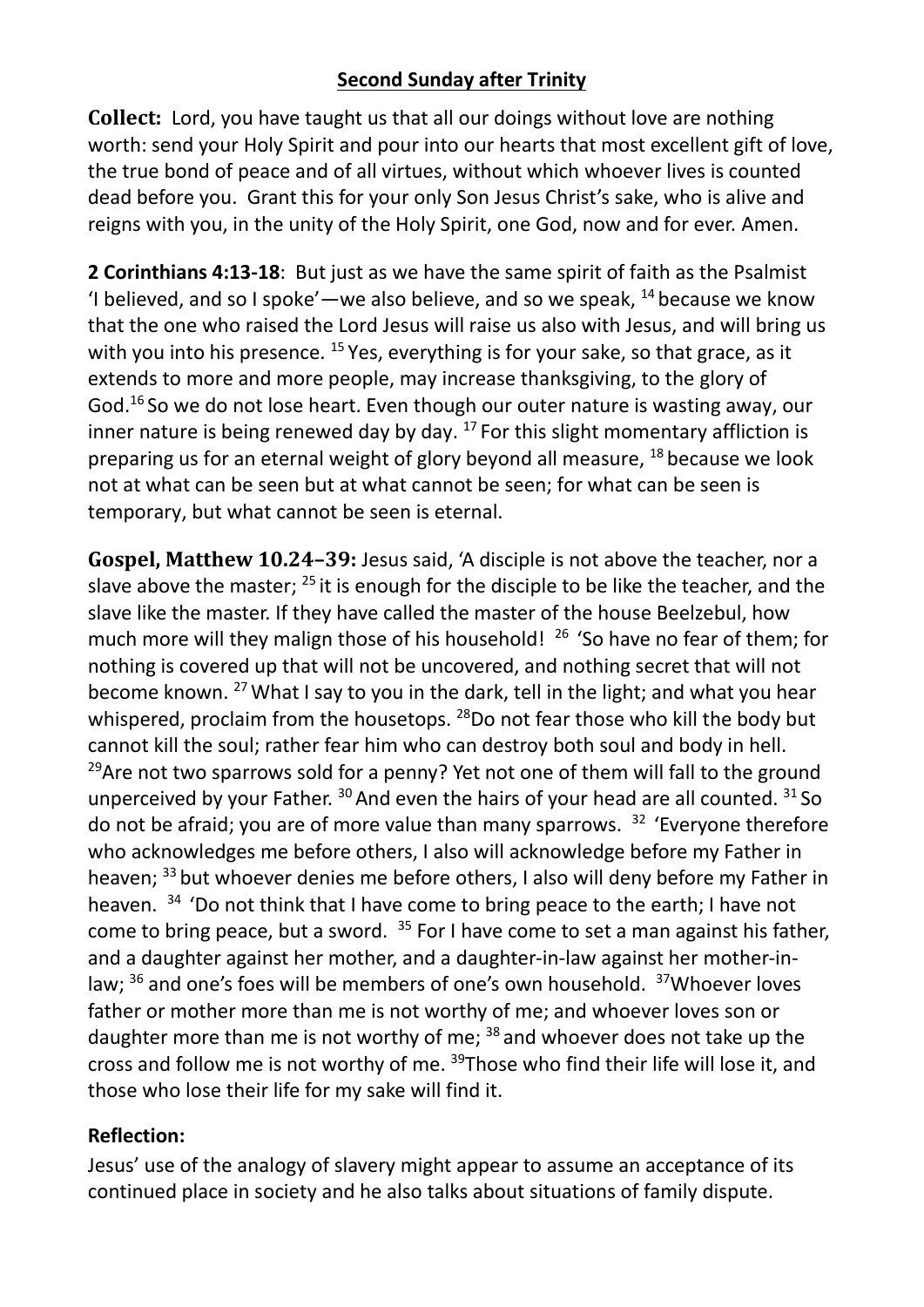## Second Sunday after Trinity

**Collect:** Lord, you have taught us that all our doings without love are nothing worth: send your Holy Spirit and pour into our hearts that most excellent gift of love, the true bond of peace and of all virtues, without which whoever lives is counted dead before you. Grant this for your only Son Jesus Christ's sake, who is alive and reigns with you, in the unity of the Holy Spirit, one God, now and for ever. Amen.

**2 Corinthians 4:13-18**: But just as we have the same spirit of faith as the Psalmist 'I believed, and so I spoke'—we also believe, and so we speak, [14] because we know that the one who raised the Lord Jesus will raise us also with Jesus, and will bring us with you into his presence. [15] Yes, everything is for your sake, so that grace, as it extends to more and more people, may increase thanksgiving, to the glory of God.[16] So we do not lose heart. Even though our outer nature is wasting away, our inner nature is being renewed day by day. [17] For this slight momentary affliction is preparing us for an eternal weight of glory beyond all measure, [18] because we look not at what can be seen but at what cannot be seen; for what can be seen is temporary, but what cannot be seen is eternal.

**Gospel, Matthew 10.24–39:** Jesus said, 'A disciple is not above the teacher, nor a slave above the master; [25] it is enough for the disciple to be like the teacher, and the slave like the master. If they have called the master of the house Beelzebul, how much more will they malign those of his household! [26] 'So have no fear of them; for nothing is covered up that will not be uncovered, and nothing secret that will not become known. [27] What I say to you in the dark, tell in the light; and what you hear whispered, proclaim from the housetops. [28] Do not fear those who kill the body but cannot kill the soul; rather fear him who can destroy both soul and body in hell. [29] Are not two sparrows sold for a penny? Yet not one of them will fall to the ground unperceived by your Father. [30] And even the hairs of your head are all counted. [31] So do not be afraid; you are of more value than many sparrows. [32] 'Everyone therefore who acknowledges me before others, I also will acknowledge before my Father in heaven; [33] but whoever denies me before others, I also will deny before my Father in heaven. [34] 'Do not think that I have come to bring peace to the earth; I have not come to bring peace, but a sword. [35] For I have come to set a man against his father, and a daughter against her mother, and a daughter-in-law against her mother-in-law; [36] and one's foes will be members of one's own household. [37] Whoever loves father or mother more than me is not worthy of me; and whoever loves son or daughter more than me is not worthy of me; [38] and whoever does not take up the cross and follow me is not worthy of me. [39] Those who find their life will lose it, and those who lose their life for my sake will find it.

**Reflection:**

Jesus' use of the analogy of slavery might appear to assume an acceptance of its continued place in society and he also talks about situations of family dispute.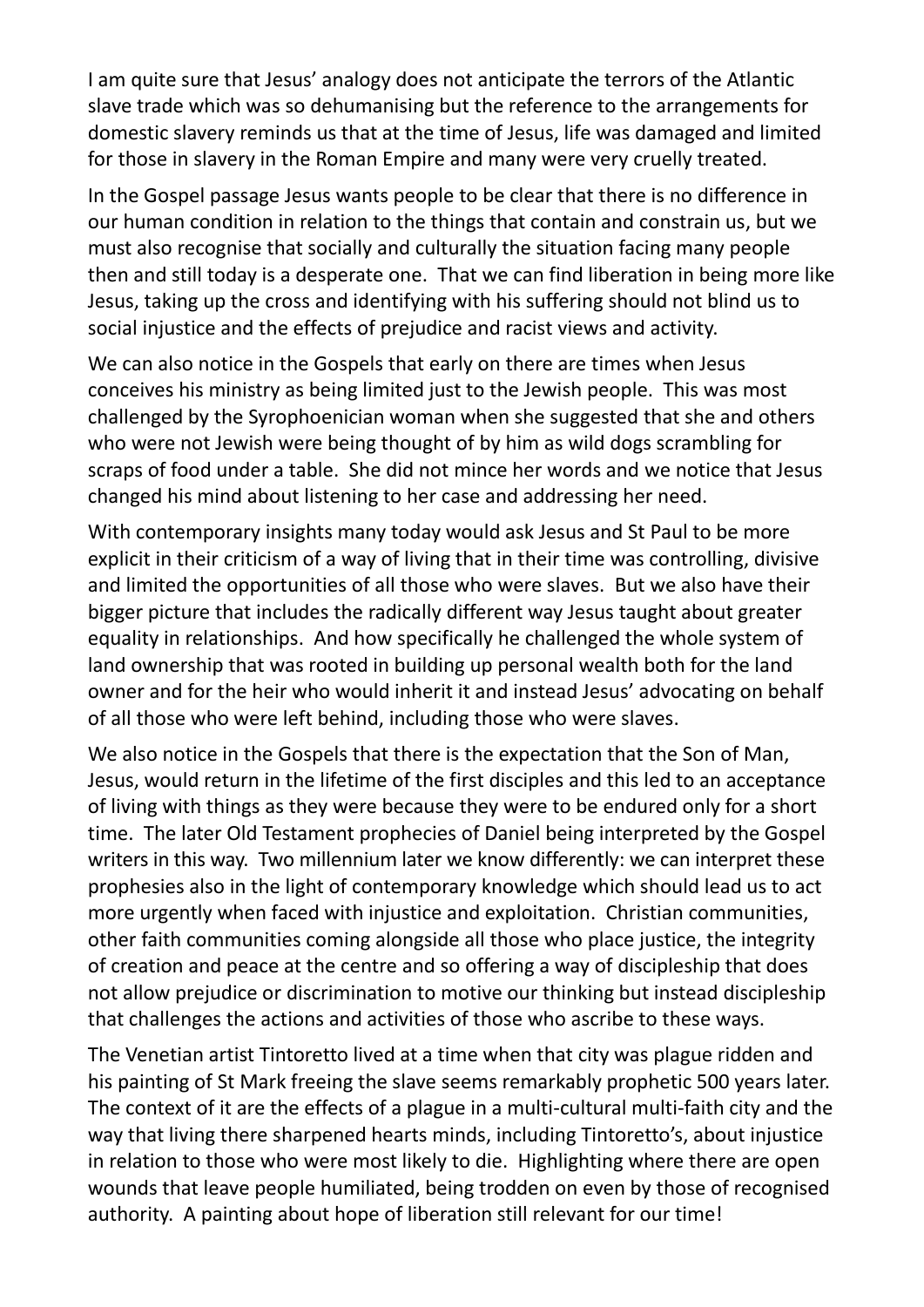I am quite sure that Jesus' analogy does not anticipate the terrors of the Atlantic slave trade which was so dehumanising but the reference to the arrangements for domestic slavery reminds us that at the time of Jesus, life was damaged and limited for those in slavery in the Roman Empire and many were very cruelly treated.

In the Gospel passage Jesus wants people to be clear that there is no difference in our human condition in relation to the things that contain and constrain us, but we must also recognise that socially and culturally the situation facing many people then and still today is a desperate one. That we can find liberation in being more like Jesus, taking up the cross and identifying with his suffering should not blind us to social injustice and the effects of prejudice and racist views and activity.

We can also notice in the Gospels that early on there are times when Jesus conceives his ministry as being limited just to the Jewish people. This was most challenged by the Syrophoenician woman when she suggested that she and others who were not Jewish were being thought of by him as wild dogs scrambling for scraps of food under a table. She did not mince her words and we notice that Jesus changed his mind about listening to her case and addressing her need.

With contemporary insights many today would ask Jesus and St Paul to be more explicit in their criticism of a way of living that in their time was controlling, divisive and limited the opportunities of all those who were slaves. But we also have their bigger picture that includes the radically different way Jesus taught about greater equality in relationships. And how specifically he challenged the whole system of land ownership that was rooted in building up personal wealth both for the land owner and for the heir who would inherit it and instead Jesus' advocating on behalf of all those who were left behind, including those who were slaves.

We also notice in the Gospels that there is the expectation that the Son of Man, Jesus, would return in the lifetime of the first disciples and this led to an acceptance of living with things as they were because they were to be endured only for a short time. The later Old Testament prophecies of Daniel being interpreted by the Gospel writers in this way. Two millennium later we know differently: we can interpret these prophesies also in the light of contemporary knowledge which should lead us to act more urgently when faced with injustice and exploitation. Christian communities, other faith communities coming alongside all those who place justice, the integrity of creation and peace at the centre and so offering a way of discipleship that does not allow prejudice or discrimination to motive our thinking but instead discipleship that challenges the actions and activities of those who ascribe to these ways.

The Venetian artist Tintoretto lived at a time when that city was plague ridden and his painting of St Mark freeing the slave seems remarkably prophetic 500 years later. The context of it are the effects of a plague in a multi-cultural multi-faith city and the way that living there sharpened hearts minds, including Tintoretto's, about injustice in relation to those who were most likely to die. Highlighting where there are open wounds that leave people humiliated, being trodden on even by those of recognised authority. A painting about hope of liberation still relevant for our time!